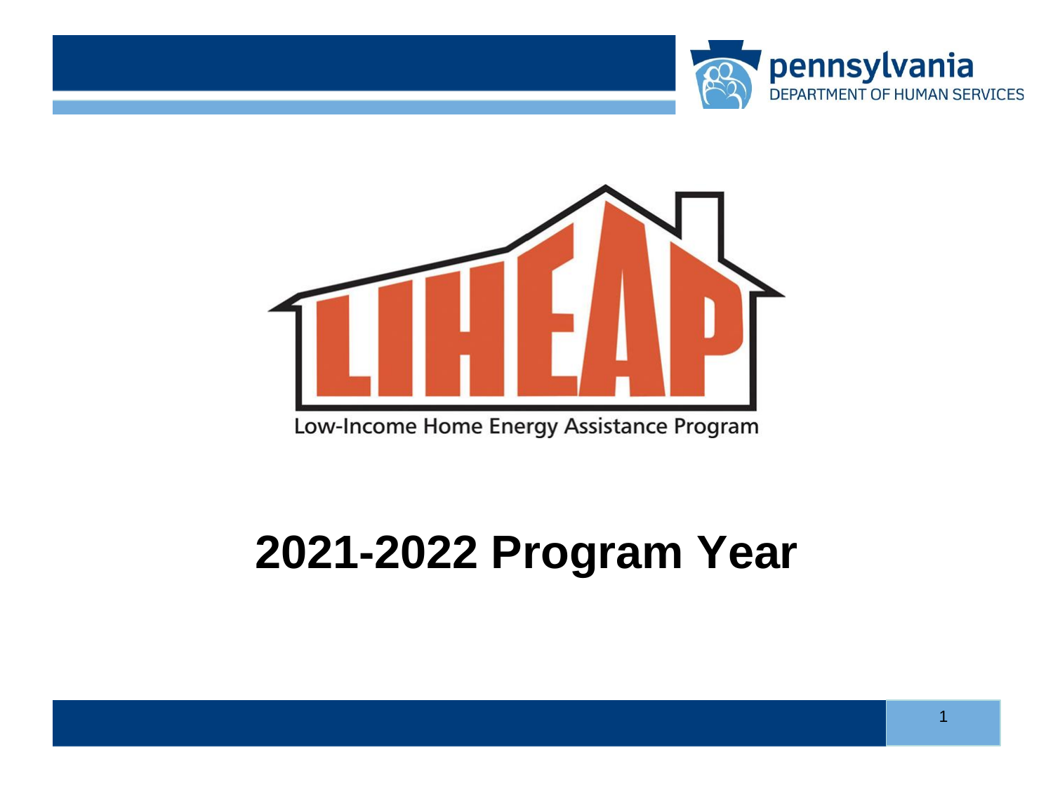pennsylvania
DEPARTMENT OF HUMAN SERVICES

# LIHEAP

Low-Income Home Energy Assistance Program

# 2021-2022 Program Year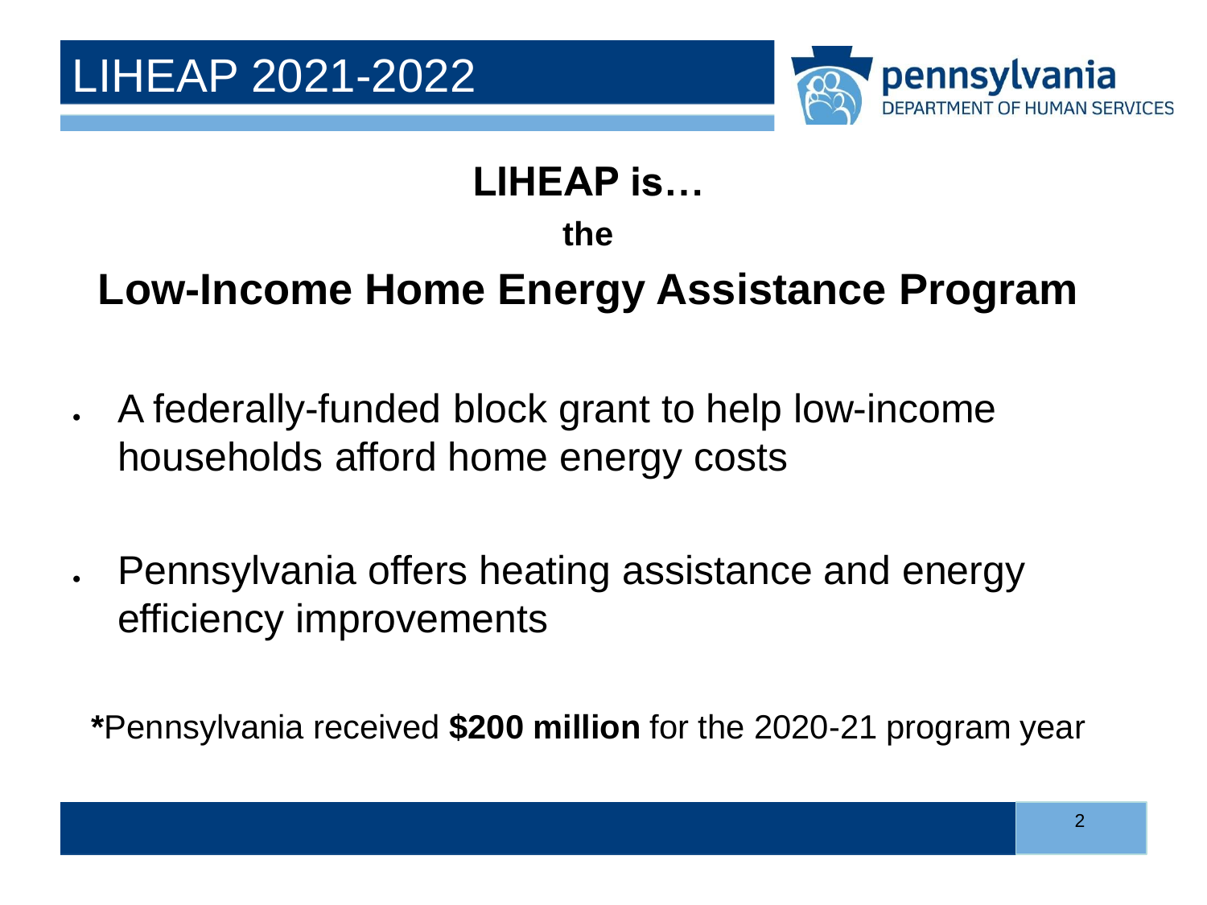# LIHEAP 2021-2022

## LIHEAP is…

**the**

## Low-Income Home Energy Assistance Program

- A federally-funded block grant to help low-income households afford home energy costs
- Pennsylvania offers heating assistance and energy efficiency improvements

***Pennsylvania received **$200 million** for the 2020-21 program year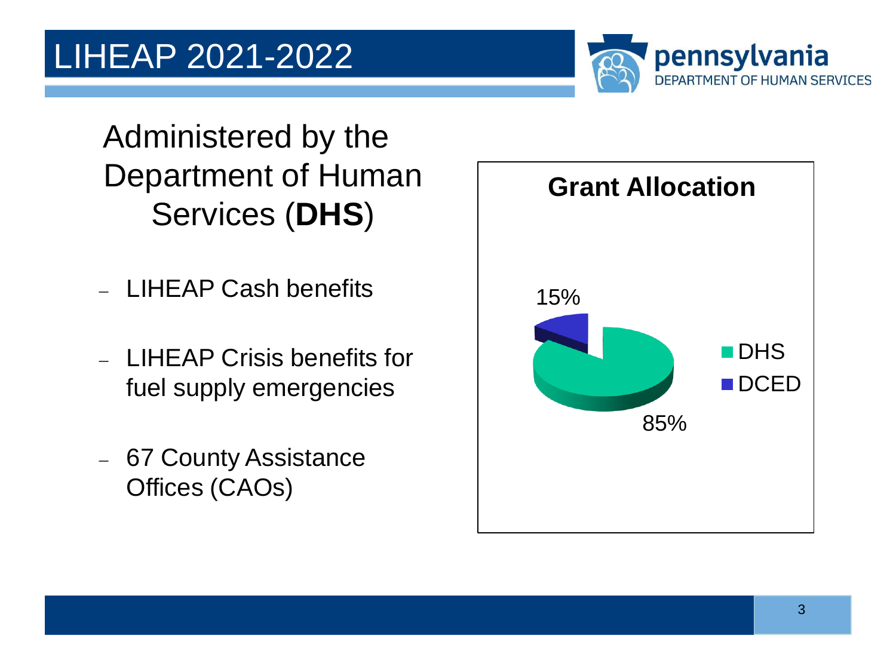# LIHEAP 2021-2022

## Administered by the Department of Human Services (**DHS**)

- LIHEAP Cash benefits
- LIHEAP Crisis benefits for fuel supply emergencies
- 67 County Assistance Offices (CAOs)

**Grant Allocation**

| Agency | Share |
|---|---|
| DHS | 85% |
| DCED | 15% |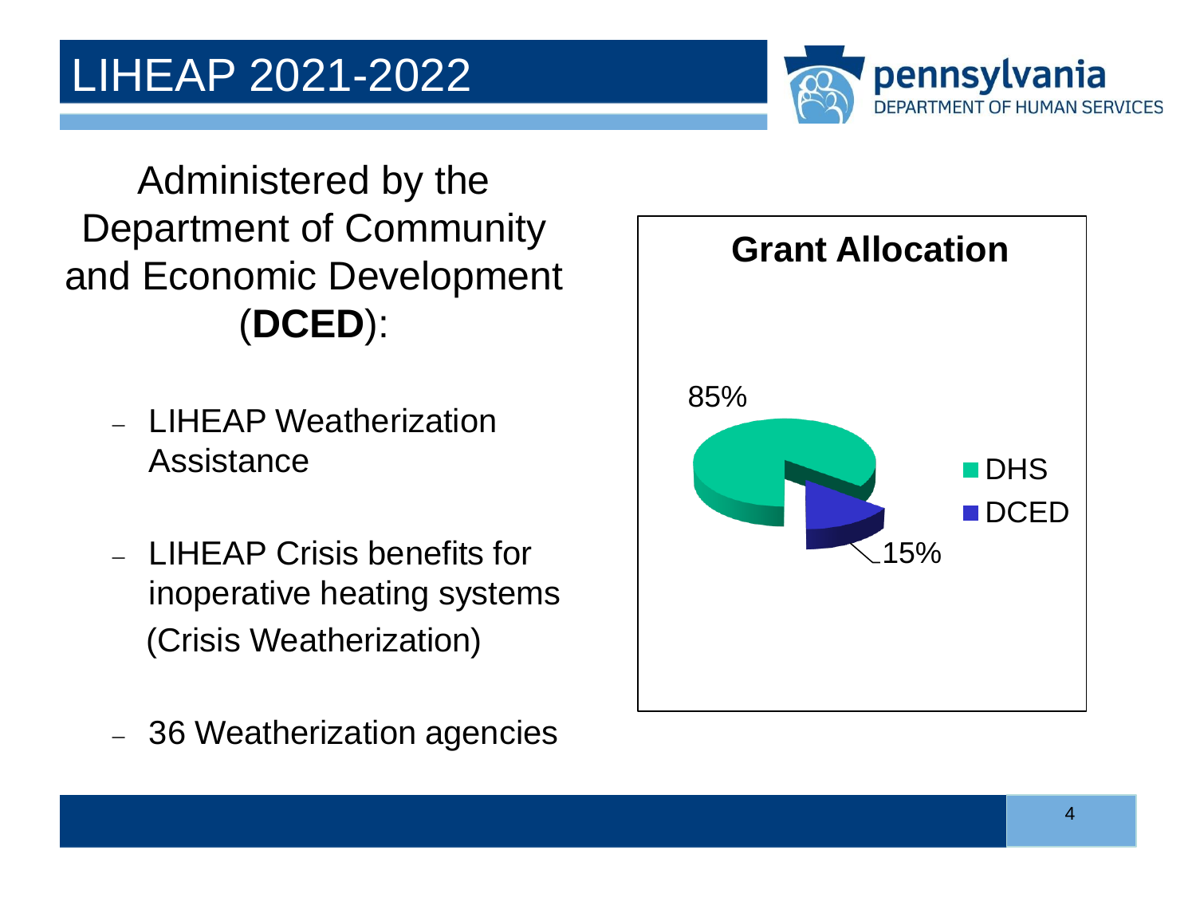# LIHEAP 2021-2022

Administered by the Department of Community and Economic Development (**DCED**):

- LIHEAP Weatherization Assistance
- LIHEAP Crisis benefits for inoperative heating systems (Crisis Weatherization)
- 36 Weatherization agencies

**Grant Allocation**

| Agency | Allocation |
| --- | --- |
| DHS | 85% |
| DCED | 15% |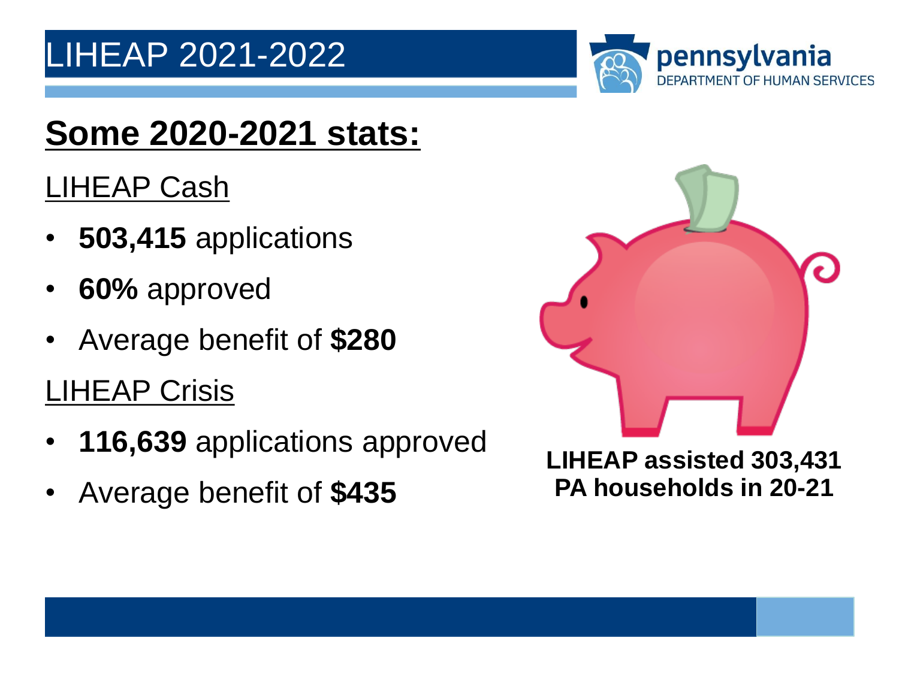# LIHEAP 2021-2022

## Some 2020-2021 stats:

### LIHEAP Cash

- **503,415** applications
- **60%** approved
- Average benefit of **$280**

### LIHEAP Crisis

- **116,639** applications approved
- Average benefit of **$435**

**LIHEAP assisted 303,431 PA households in 20-21**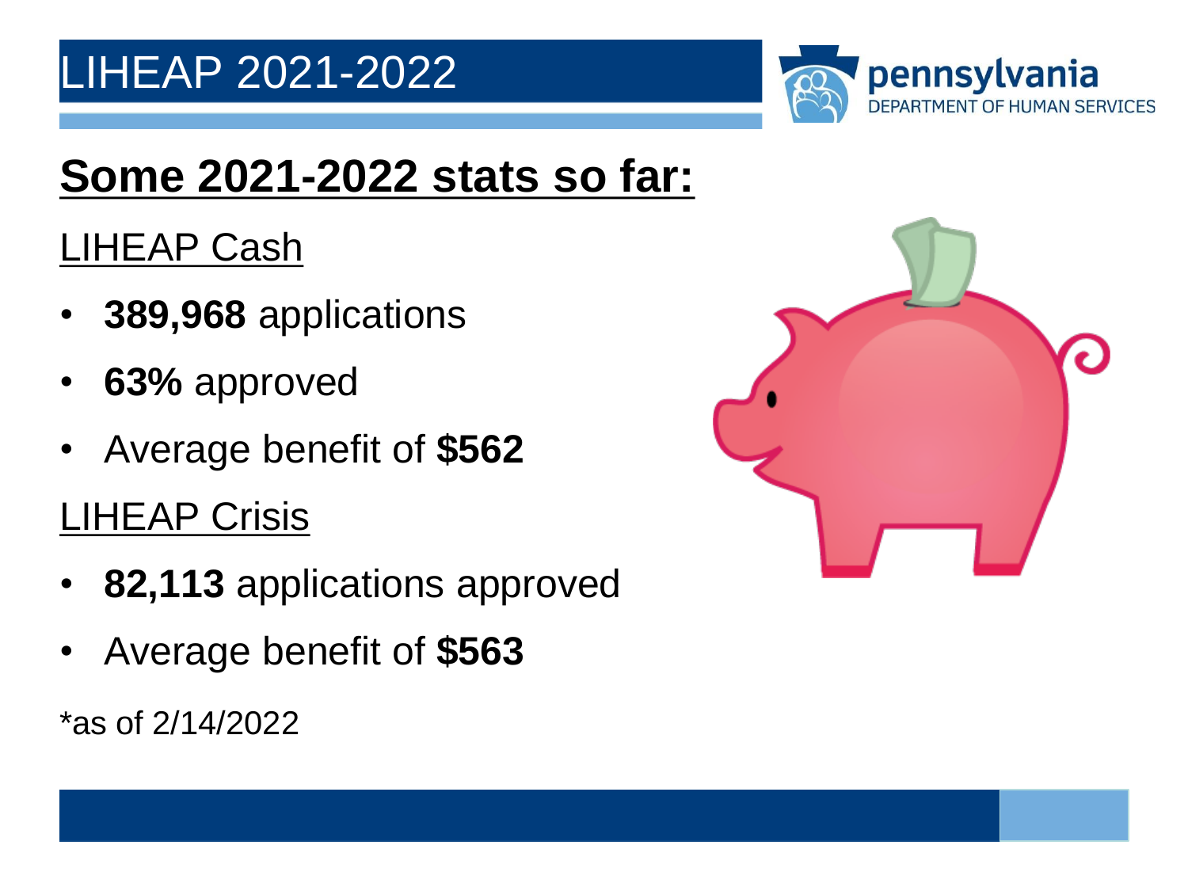# LIHEAP 2021-2022

## Some 2021-2022 stats so far:

LIHEAP Cash

- **389,968** applications
- **63%** approved
- Average benefit of **$562**

LIHEAP Crisis

- **82,113** applications approved
- Average benefit of **$563**

*as of 2/14/2022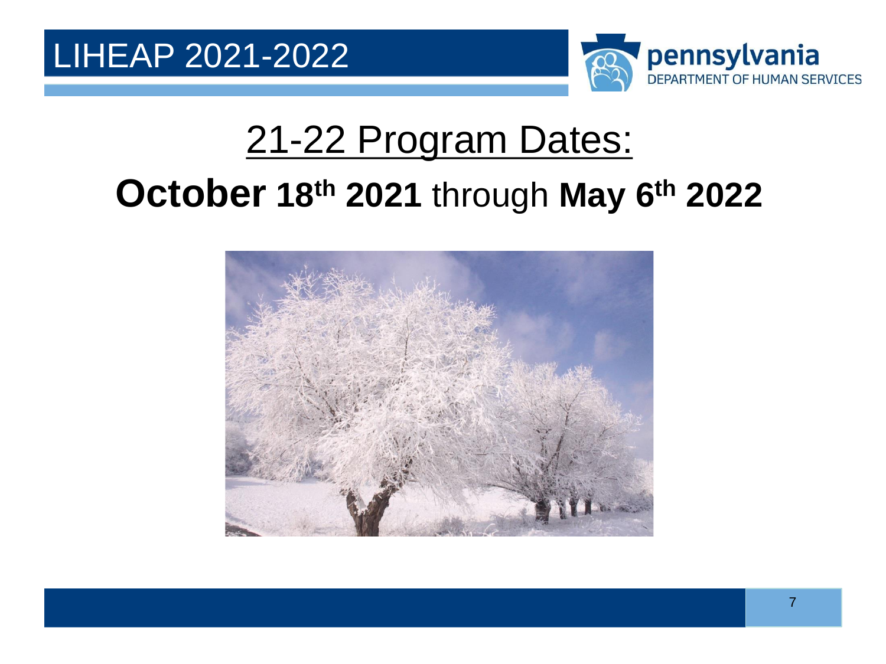# 21-22 Program Dates:

**October 18th 2021** through **May 6th 2022**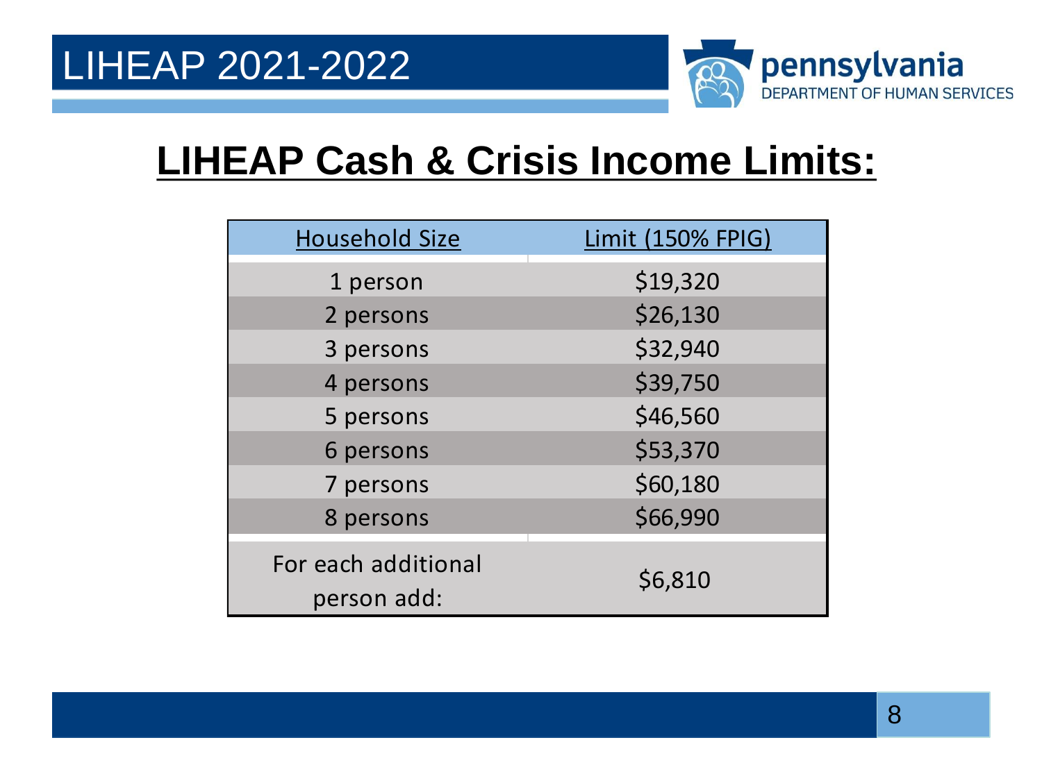LIHEAP 2021-2022

pennsylvania DEPARTMENT OF HUMAN SERVICES

# LIHEAP Cash & Crisis Income Limits:

| Household Size | Limit (150% FPIG) |
|---|---|
| 1 person | $19,320 |
| 2 persons | $26,130 |
| 3 persons | $32,940 |
| 4 persons | $39,750 |
| 5 persons | $46,560 |
| 6 persons | $53,370 |
| 7 persons | $60,180 |
| 8 persons | $66,990 |
| For each additional person add: | $6,810 |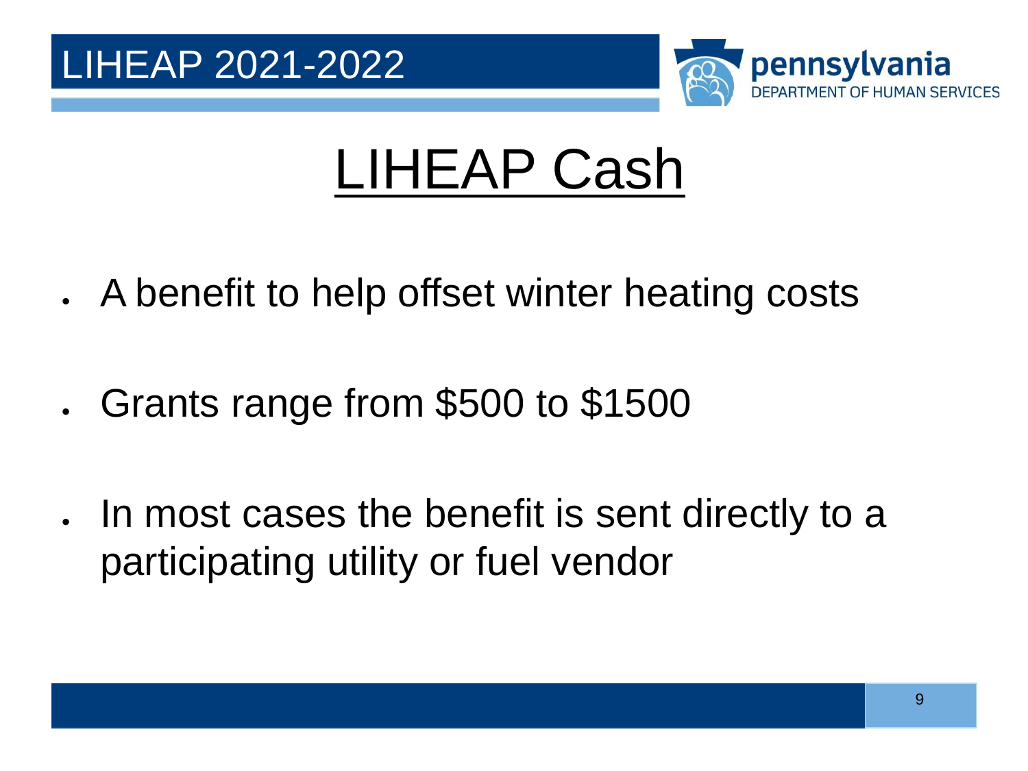# LIHEAP Cash

- A benefit to help offset winter heating costs
- Grants range from $500 to $1500
- In most cases the benefit is sent directly to a participating utility or fuel vendor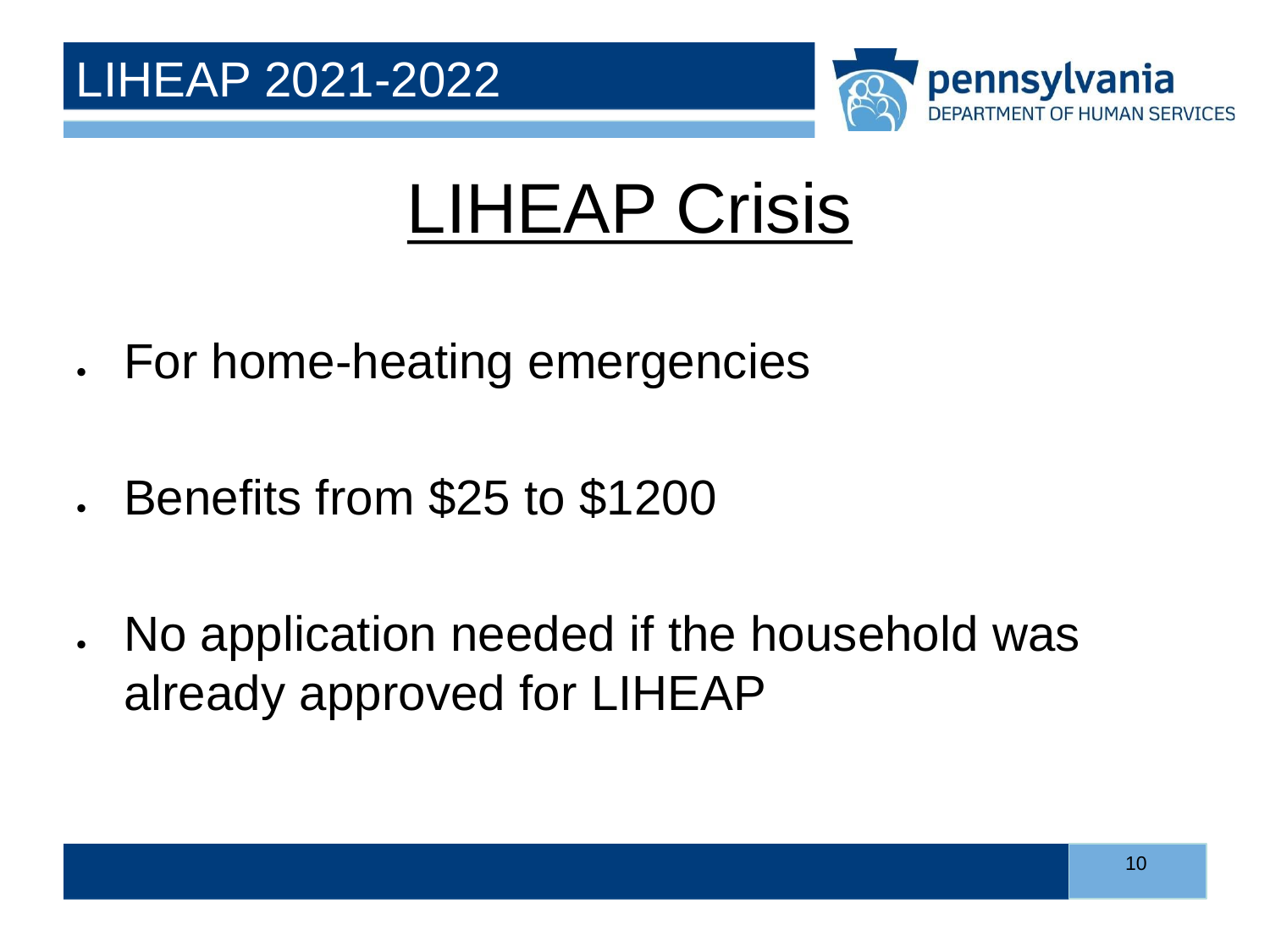# LIHEAP Crisis

- For home-heating emergencies
- Benefits from $25 to $1200
- No application needed if the household was already approved for LIHEAP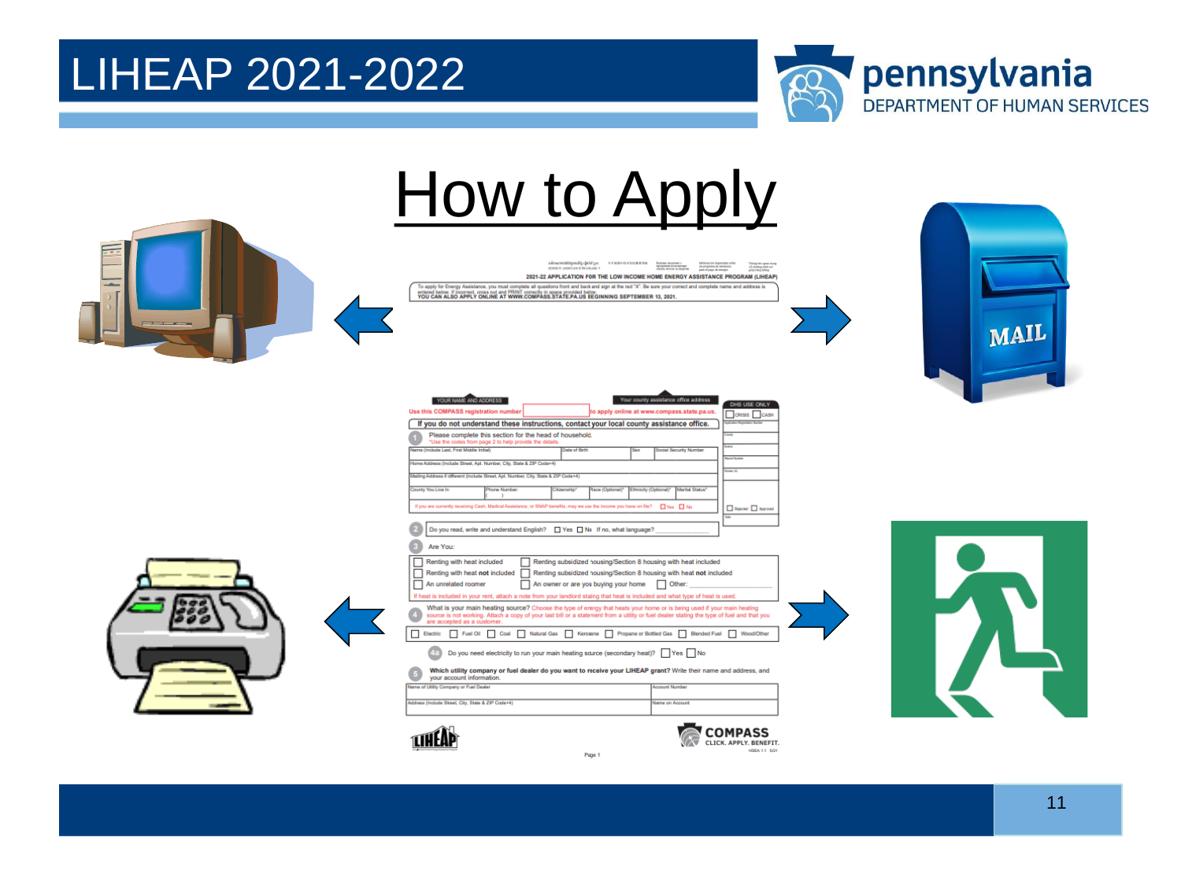# LIHEAP 2021-2022

## How to Apply

2021-22 APPLICATION FOR THE LOW INCOME HOME ENERGY ASSISTANCE PROGRAM (LIHEAP)

To apply for Energy Assistance, you must complete all questions front and back and sign at the red "X". Be sure your correct and complete name and address is entered below. If incorrect, cross out and PRINT correctly in space provided below.
YOU CAN ALSO APPLY ONLINE AT WWW.COMPASS.STATE.PA.US BEGINNING SEPTEMBER 13, 2021.

MAIL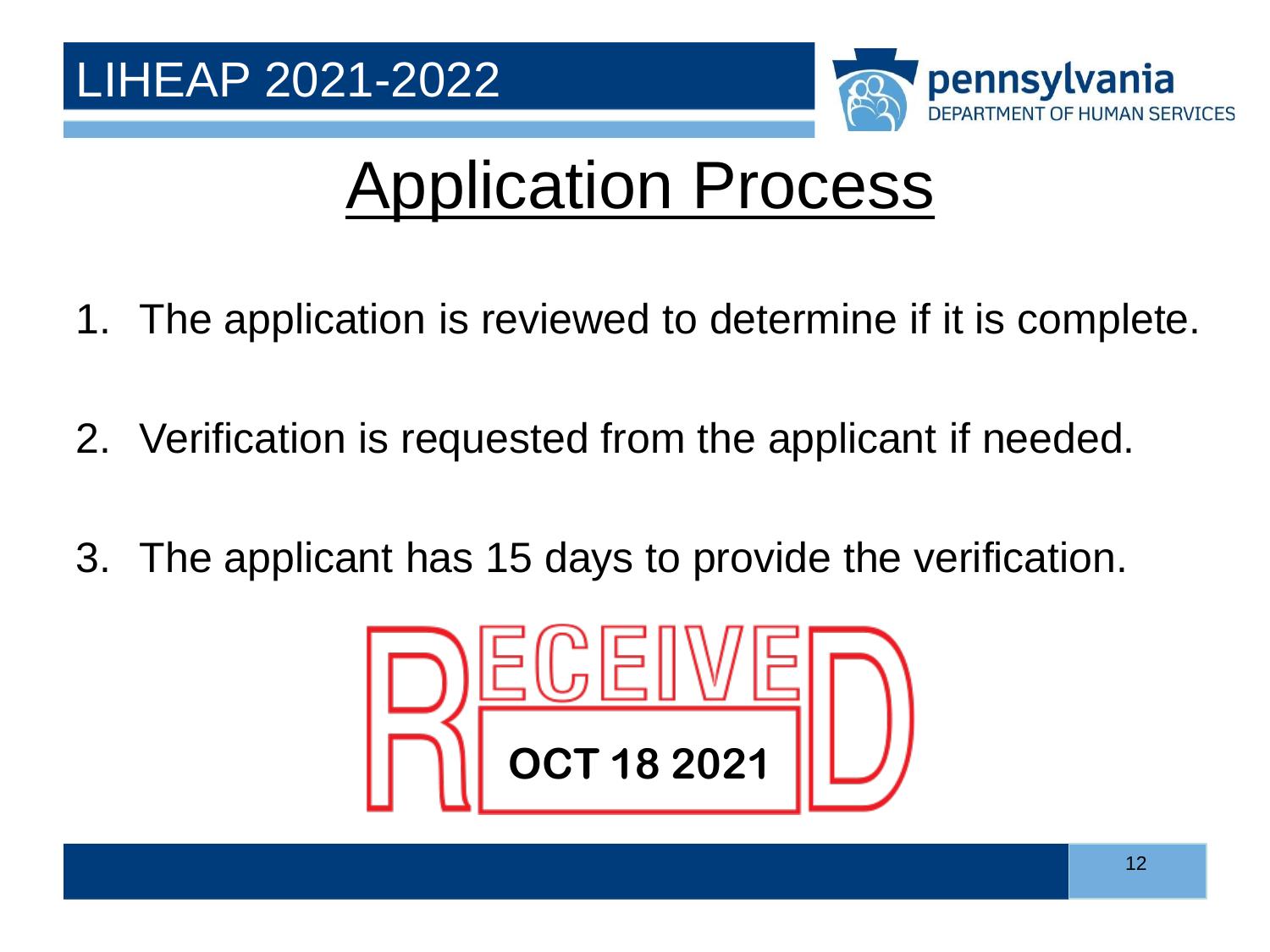LIHEAP 2021-2022

# Application Process

1. The application is reviewed to determine if it is complete.
2. Verification is requested from the applicant if needed.
3. The applicant has 15 days to provide the verification.

RECEIVED

OCT 18 2021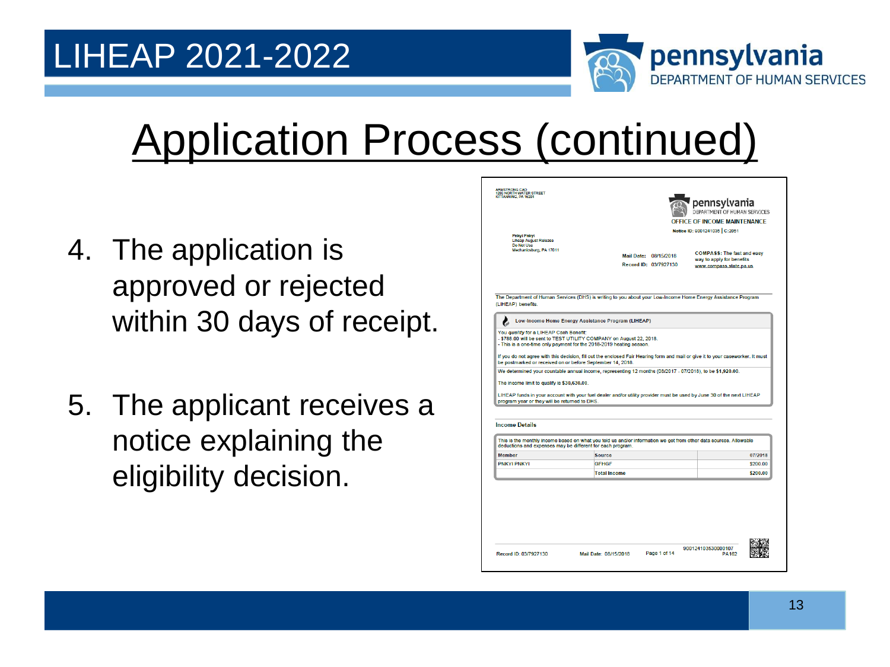# Application Process (continued)

4. The application is approved or rejected within 30 days of receipt.
5. The applicant receives a notice explaining the eligibility decision.

ARMSTRONG CAO
1280 NORTH WATER STREET
KITTANNING, PA 16201

pennsylvania
DEPARTMENT OF HUMAN SERVICES
OFFICE OF INCOME MAINTENANCE

Notice ID: 0001241035 | C:2051

Pnkyi Pnkyi
Liheap August Release
Do Not Use
Mechanicsburg, PA 17011

Mail Date: 08/15/2018
Record ID: 03/7927130

COMPASS: The fast and easy way to apply for benefits
www.compass.state.pa.us

The Department of Human Services (DHS) is writing to you about your Low-Income Home Energy Assistance Program (LIHEAP) benefits.

**Low-Income Home Energy Assistance Program (LIHEAP)**

You *qualify* for a LIHEAP Cash Benefit:
- $788.00 will be sent to TEST UTILITY COMPANY on August 22, 2018.
- This is a one-time only payment for the 2018-2019 heating season.

If you do not agree with this decision, fill out the enclosed Fair Hearing form and mail or give it to your caseworker. It must be postmarked or received on or before September 14, 2018.

We determined your countable annual income, representing 12 months (08/2017 - 07/2018), to be $1,920.00.

The income limit to qualify is $30,630.00.

LIHEAP funds in your account with your fuel dealer and/or utility provider must be used by June 30 of the next LIHEAP program year or they will be returned to DHS.

**Income Details**

This is the monthly income based on what you told us and/or information we got from other data sources. Allowable deductions and expenses may be different for each program.

| Member | Source | 07/2018 |
|---|---|---|
| PNKYI PNKYI | GFHGF | $200.00 |
| | Total Income | $200.00 |

Record ID: 03/7927130 Mail Date: 08/15/2018 Page 1 of 14 900124103530000107 PA182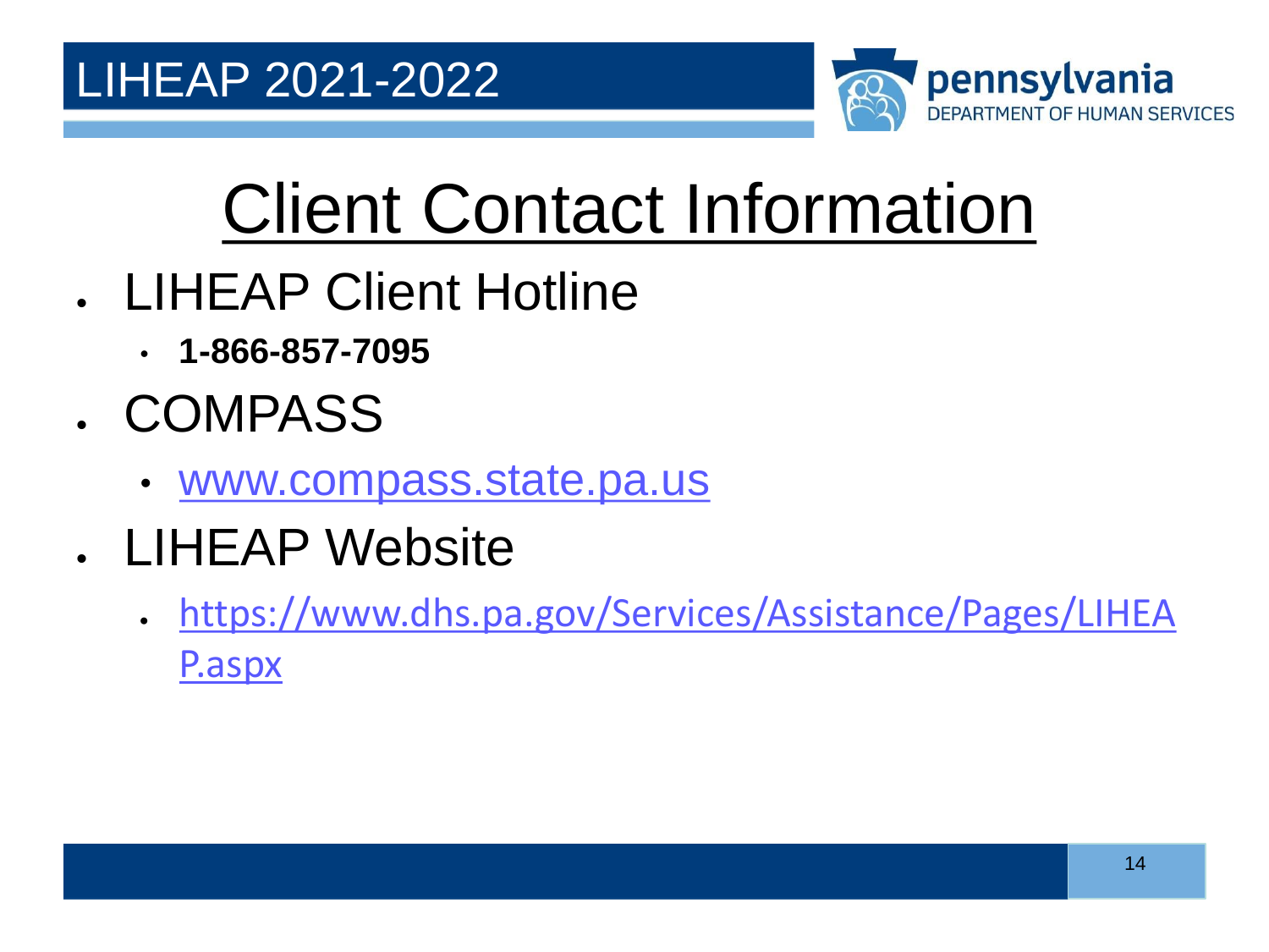# Client Contact Information

- LIHEAP Client Hotline
  - **1-866-857-7095**
- COMPASS
  - www.compass.state.pa.us
- LIHEAP Website
  - https://www.dhs.pa.gov/Services/Assistance/Pages/LIHEAP.aspx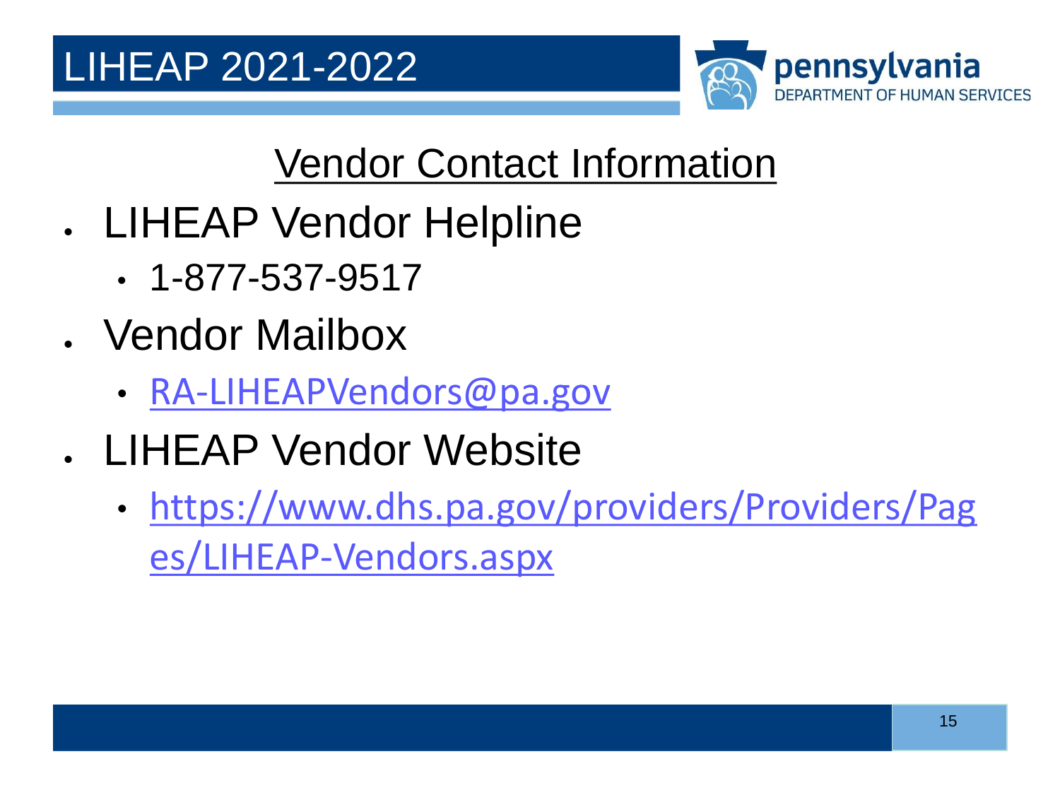# LIHEAP 2021-2022

## Vendor Contact Information

- LIHEAP Vendor Helpline
  - 1-877-537-9517
- Vendor Mailbox
  - RA-LIHEAPVendors@pa.gov
- LIHEAP Vendor Website
  - https://www.dhs.pa.gov/providers/Providers/Pages/LIHEAP-Vendors.aspx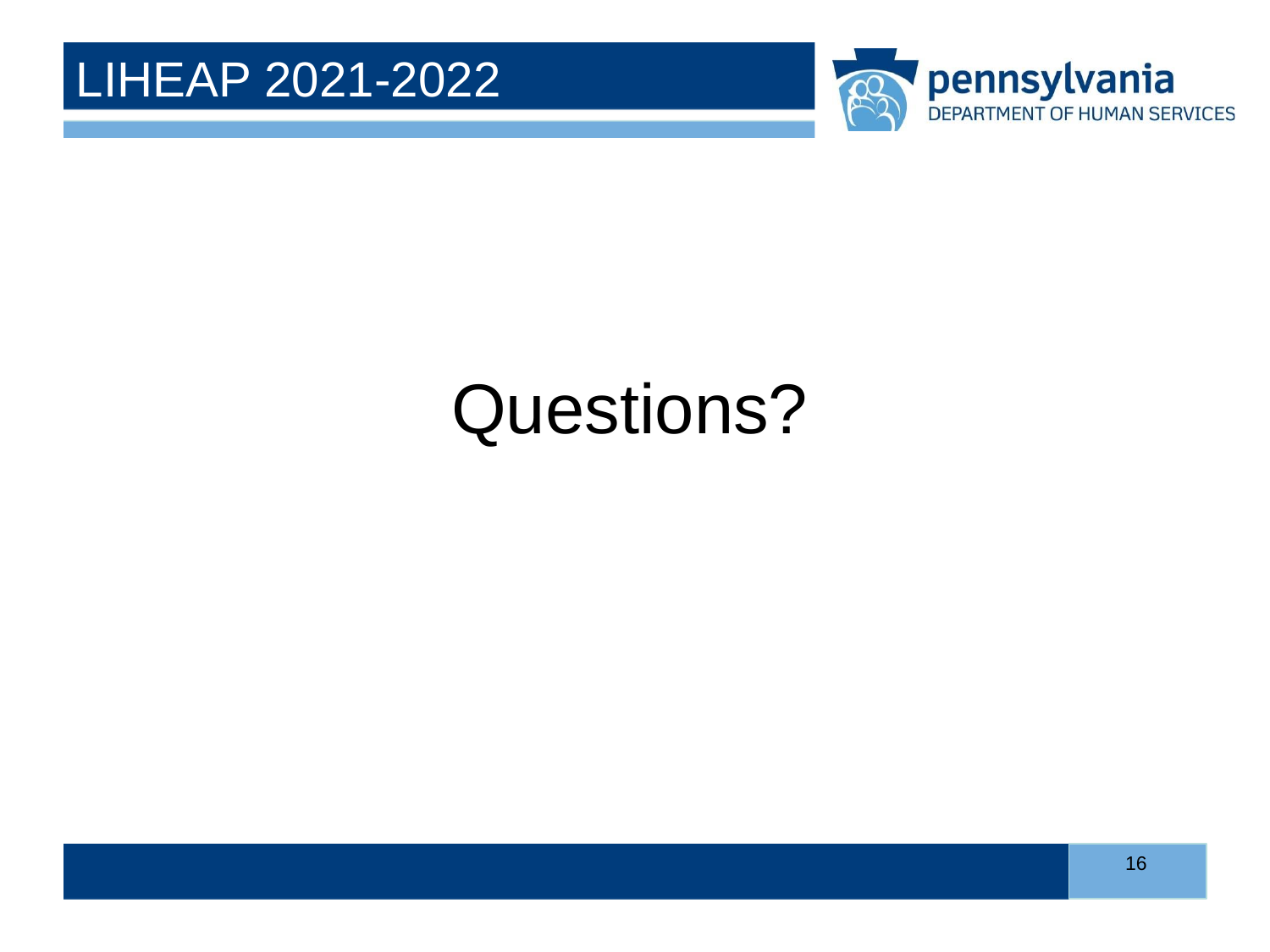# Questions?